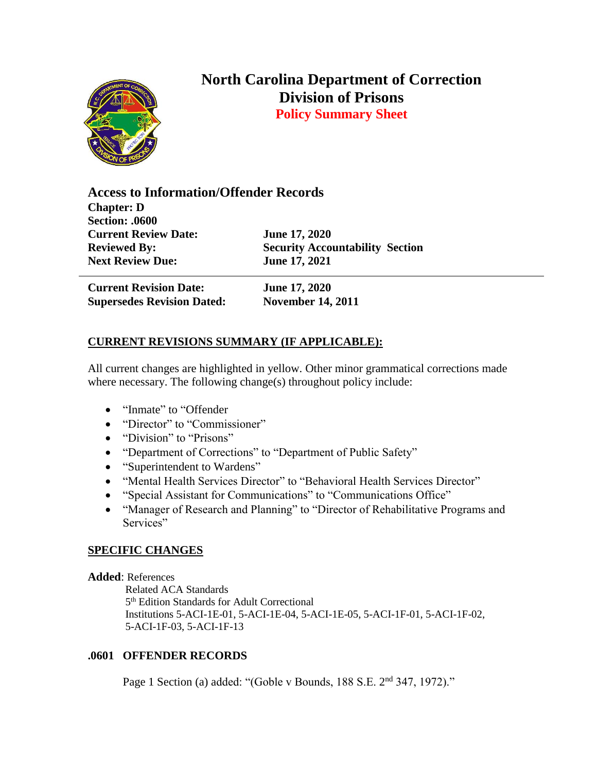# North Carolina Department of Correction
## Division of Prisons
### Policy Summary Sheet

**Access to Information/Offender Records**

**Chapter: D**
**Section: .0600**

| | |
|---|---|
| **Current Review Date:** | **June 17, 2020** |
| **Reviewed By:** | **Security Accountability Section** |
| **Next Review Due:** | **June 17, 2021** |

---

| | |
|---|---|
| **Current Revision Date:** | **June 17, 2020** |
| **Supersedes Revision Dated:** | **November 14, 2011** |

## CURRENT REVISIONS SUMMARY (IF APPLICABLE):

All current changes are highlighted in yellow. Other minor grammatical corrections made where necessary. The following change(s) throughout policy include:

- "Inmate" to "Offender
- "Director" to "Commissioner"
- "Division" to "Prisons"
- "Department of Corrections" to "Department of Public Safety"
- "Superintendent to Wardens"
- "Mental Health Services Director" to "Behavioral Health Services Director"
- "Special Assistant for Communications" to "Communications Office"
- "Manager of Research and Planning" to "Director of Rehabilitative Programs and Services"

## SPECIFIC CHANGES

**Added**: References
Related ACA Standards
5th Edition Standards for Adult Correctional
Institutions 5-ACI-1E-01, 5-ACI-1E-04, 5-ACI-1E-05, 5-ACI-1F-01, 5-ACI-1F-02, 5-ACI-1F-03, 5-ACI-1F-13

### .0601 OFFENDER RECORDS

Page 1 Section (a) added: "(Goble v Bounds, 188 S.E. 2nd 347, 1972)."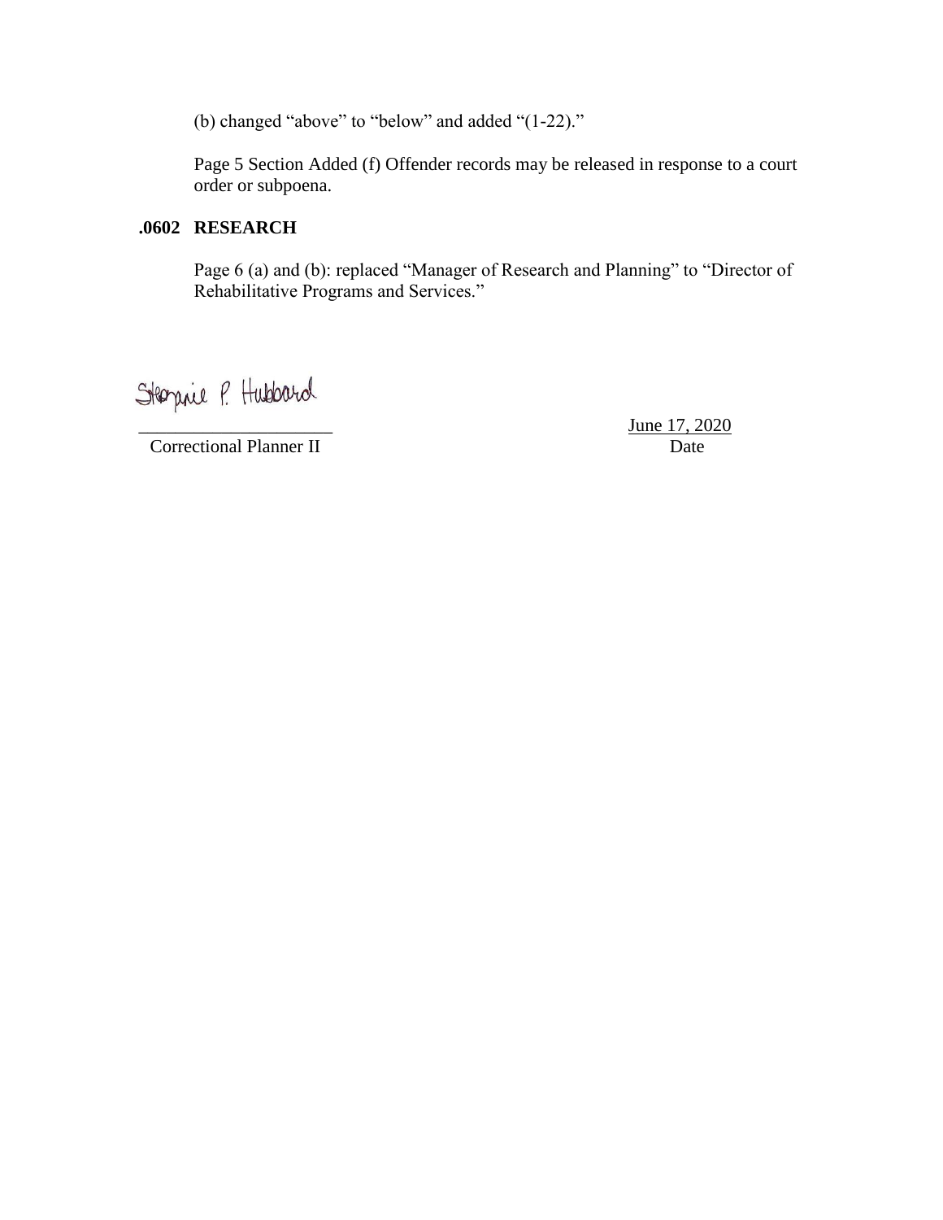(b) changed "above" to "below" and added "(1-22)."

Page 5 Section Added (f) Offender records may be released in response to a court order or subpoena.

### .0602 RESEARCH

Page 6 (a) and (b): replaced "Manager of Research and Planning" to "Director of Rehabilitative Programs and Services."

Stephanie P. Hubbard

_____________________

Correctional Planner II

June 17, 2020

Date